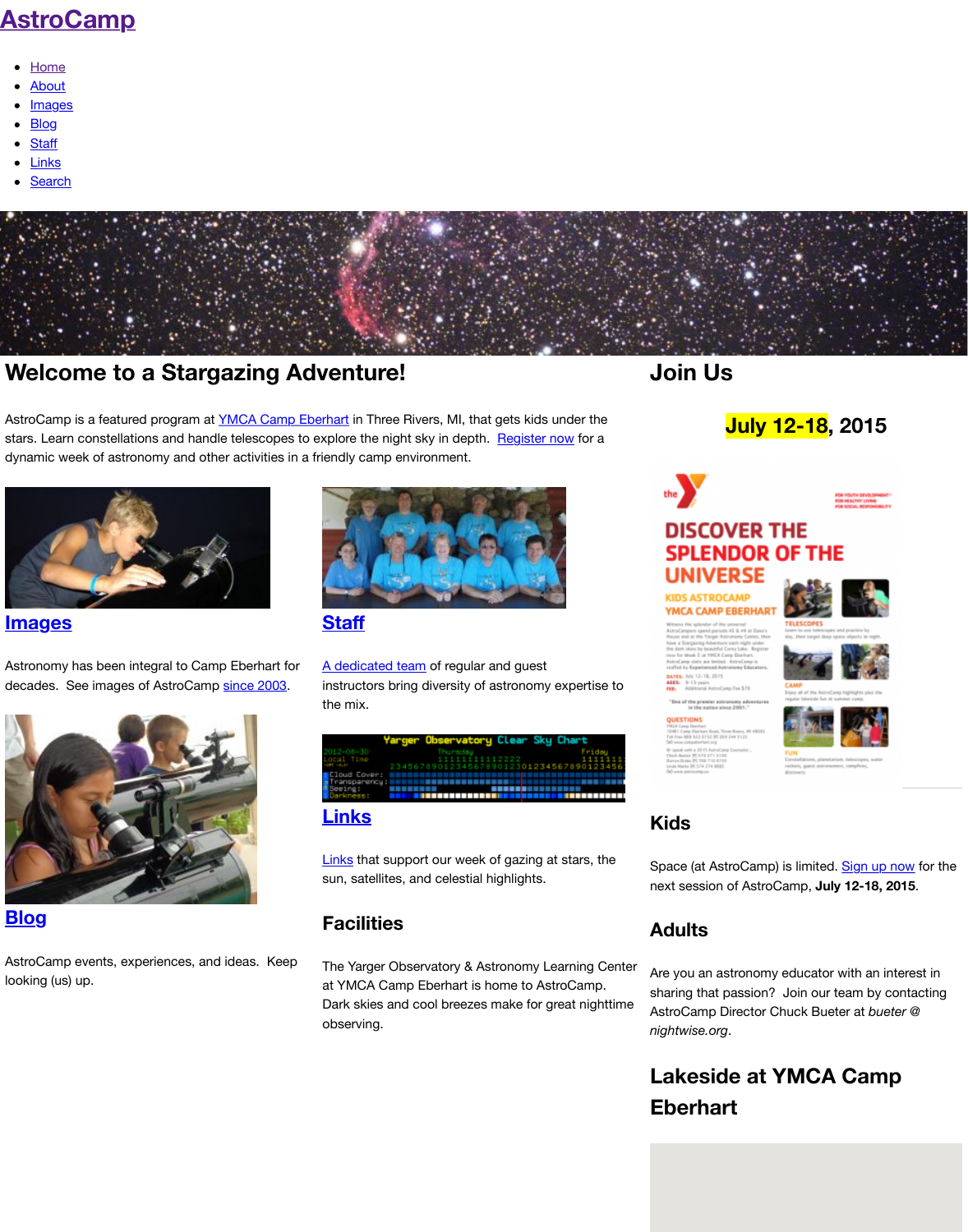# AstroCamp

- Home
- About
- Images
- Blog
- Staff
- Links
- Search

## Welcome to a Stargazing Adventure!

AstroCamp is a featured program at YMCA Camp Eberhart in Three Rivers, MI, that gets kids under the stars. Learn constellations and handle telescopes to explore the night sky in depth. Register now for a dynamic week of astronomy and other activities in a friendly camp environment.

### Images

Astronomy has been integral to Camp Eberhart for decades. See images of AstroCamp since 2003.

### Staff

A dedicated team of regular and guest instructors bring diversity of astronomy expertise to the mix.

### Blog

AstroCamp events, experiences, and ideas. Keep looking (us) up.

### Links

Links that support our week of gazing at stars, the sun, satellites, and celestial highlights.

### Facilities

The Yarger Observatory & Astronomy Learning Center at YMCA Camp Eberhart is home to AstroCamp. Dark skies and cool breezes make for great nighttime observing.

## Join Us

**July 12-18, 2015**

### Kids

Space (at AstroCamp) is limited. Sign up now for the next session of AstroCamp, **July 12-18, 2015**.

### Adults

Are you an astronomy educator with an interest in sharing that passion? Join our team by contacting AstroCamp Director Chuck Bueter at *bueter @ nightwise.org*.

### Lakeside at YMCA Camp Eberhart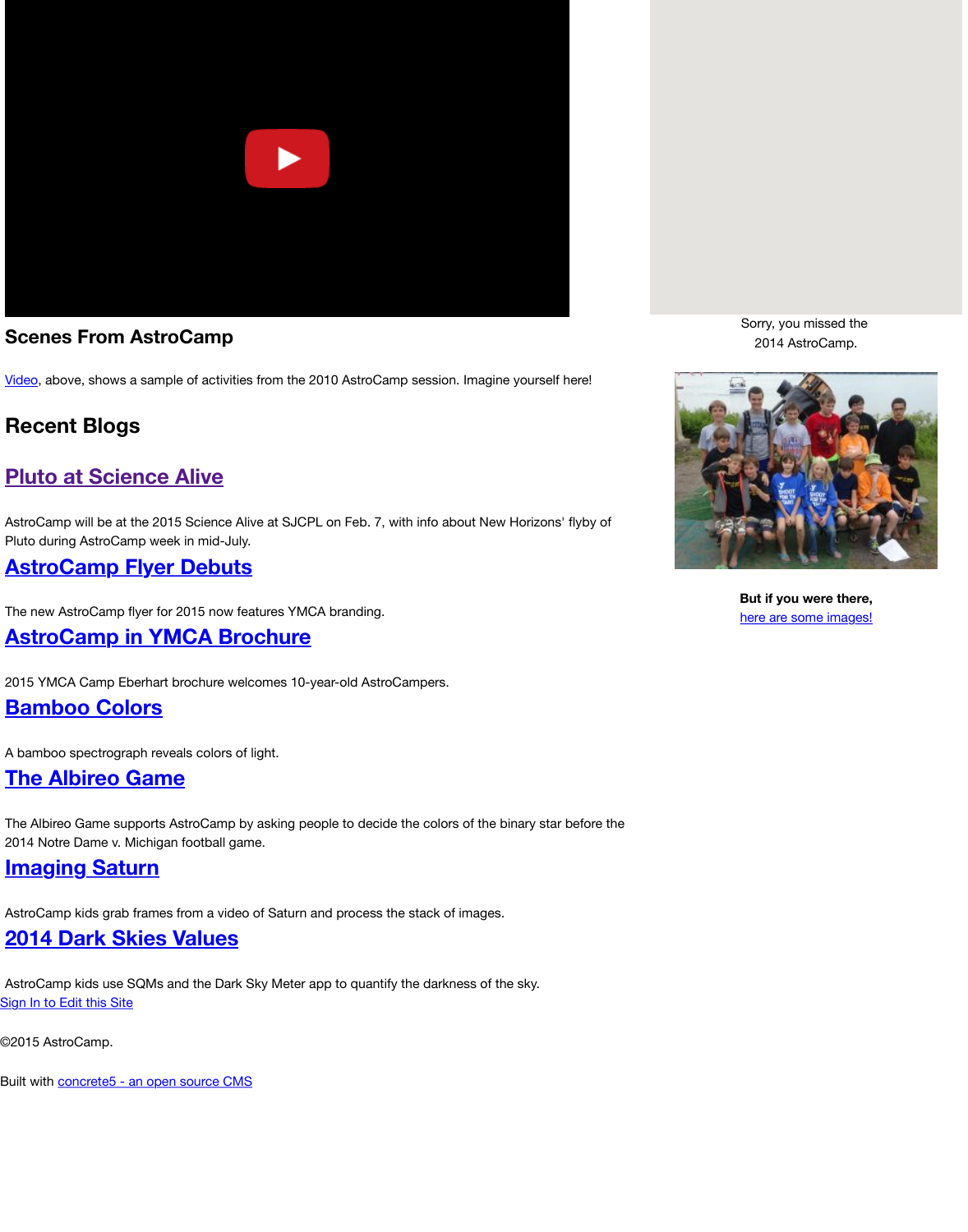### Scenes From AstroCamp

Video, above, shows a sample of activities from the 2010 AstroCamp session. Imagine yourself here!

## Recent Blogs

### Pluto at Science Alive

AstroCamp will be at the 2015 Science Alive at SJCPL on Feb. 7, with info about New Horizons' flyby of Pluto during AstroCamp week in mid-July.

### AstroCamp Flyer Debuts

The new AstroCamp flyer for 2015 now features YMCA branding.

### AstroCamp in YMCA Brochure

2015 YMCA Camp Eberhart brochure welcomes 10-year-old AstroCampers.

### Bamboo Colors

A bamboo spectrograph reveals colors of light.

### The Albireo Game

The Albireo Game supports AstroCamp by asking people to decide the colors of the binary star before the 2014 Notre Dame v. Michigan football game.

### Imaging Saturn

AstroCamp kids grab frames from a video of Saturn and process the stack of images.

### 2014 Dark Skies Values

AstroCamp kids use SQMs and the Dark Sky Meter app to quantify the darkness of the sky.

Sorry, you missed the 2014 AstroCamp.

**But if you were there,**
here are some images!

Sign In to Edit this Site

©2015 AstroCamp.

Built with concrete5 - an open source CMS